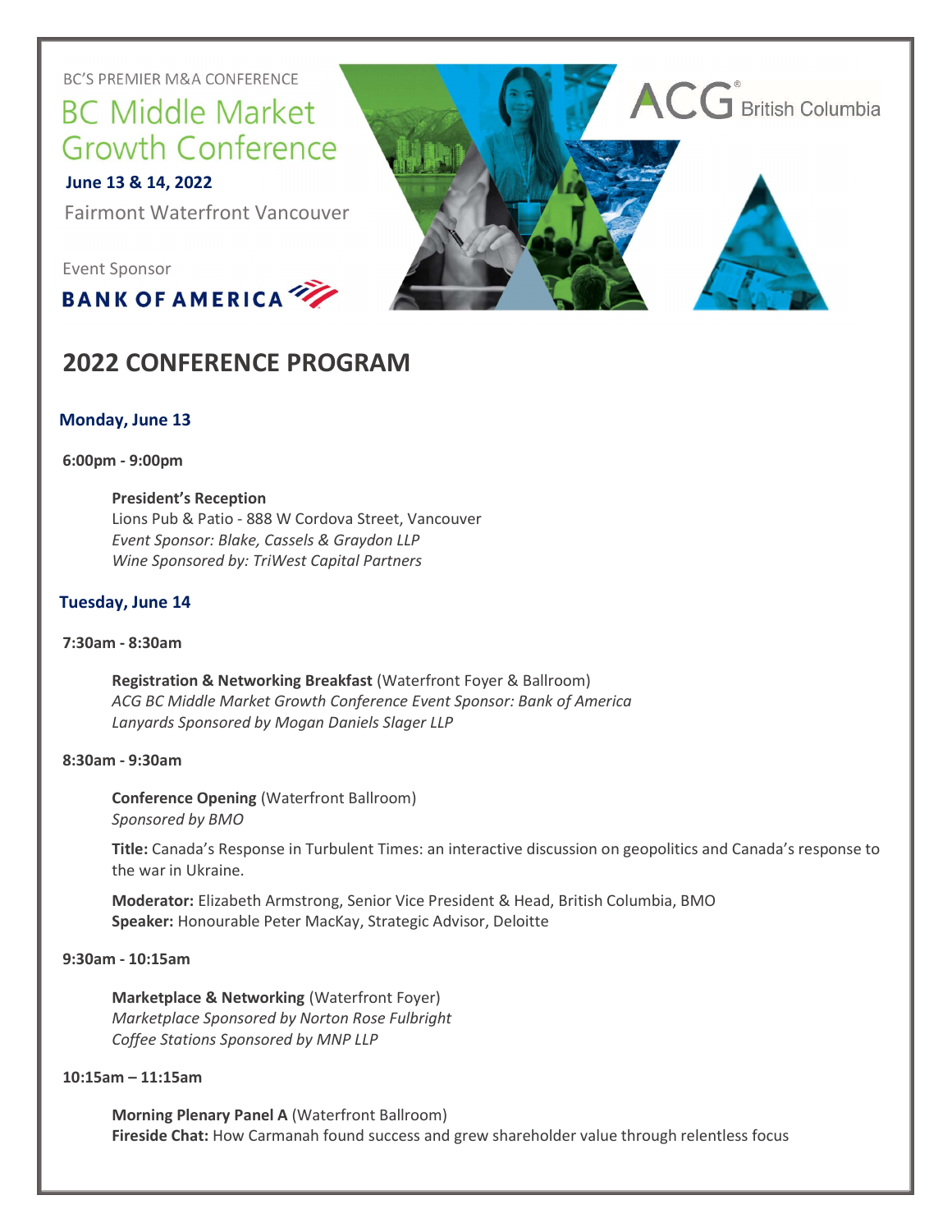BC'S PREMIER M&A CONFERENCE

# BC Middle Market Growth Conference

**June 13 & 14, 2022**

Fairmont Waterfront Vancouver

Event Sponsor

BANK OF AMERICA

ACG British Columbia

## 2022 CONFERENCE PROGRAM

### Monday, June 13

**6:00pm - 9:00pm**

**President's Reception**
Lions Pub & Patio - 888 W Cordova Street, Vancouver
*Event Sponsor: Blake, Cassels & Graydon LLP*
*Wine Sponsored by: TriWest Capital Partners*

### Tuesday, June 14

**7:30am - 8:30am**

**Registration & Networking Breakfast** (Waterfront Foyer & Ballroom)
*ACG BC Middle Market Growth Conference Event Sponsor: Bank of America*
*Lanyards Sponsored by Mogan Daniels Slager LLP*

**8:30am - 9:30am**

**Conference Opening** (Waterfront Ballroom)
*Sponsored by BMO*

**Title:** Canada's Response in Turbulent Times: an interactive discussion on geopolitics and Canada's response to the war in Ukraine.

**Moderator:** Elizabeth Armstrong, Senior Vice President & Head, British Columbia, BMO
**Speaker:** Honourable Peter MacKay, Strategic Advisor, Deloitte

**9:30am - 10:15am**

**Marketplace & Networking** (Waterfront Foyer)
*Marketplace Sponsored by Norton Rose Fulbright*
*Coffee Stations Sponsored by MNP LLP*

**10:15am – 11:15am**

**Morning Plenary Panel A** (Waterfront Ballroom)
**Fireside Chat:** How Carmanah found success and grew shareholder value through relentless focus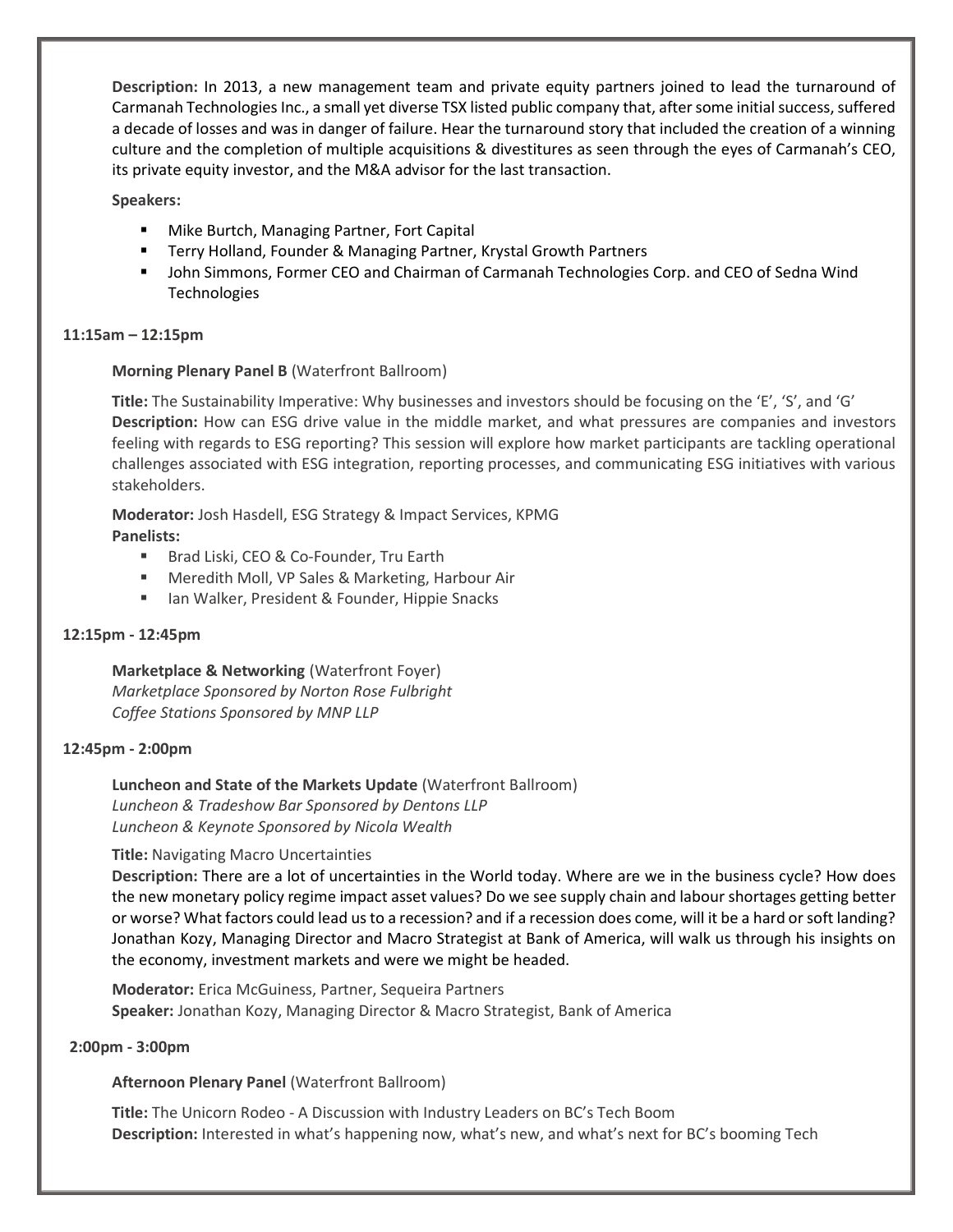**Description:** In 2013, a new management team and private equity partners joined to lead the turnaround of Carmanah Technologies Inc., a small yet diverse TSX listed public company that, after some initial success, suffered a decade of losses and was in danger of failure. Hear the turnaround story that included the creation of a winning culture and the completion of multiple acquisitions & divestitures as seen through the eyes of Carmanah's CEO, its private equity investor, and the M&A advisor for the last transaction.

**Speakers:**

- Mike Burtch, Managing Partner, Fort Capital
- Terry Holland, Founder & Managing Partner, Krystal Growth Partners
- John Simmons, Former CEO and Chairman of Carmanah Technologies Corp. and CEO of Sedna Wind Technologies

**11:15am – 12:15pm**

**Morning Plenary Panel B** (Waterfront Ballroom)

**Title:** The Sustainability Imperative: Why businesses and investors should be focusing on the 'E', 'S', and 'G'
**Description:** How can ESG drive value in the middle market, and what pressures are companies and investors feeling with regards to ESG reporting? This session will explore how market participants are tackling operational challenges associated with ESG integration, reporting processes, and communicating ESG initiatives with various stakeholders.

**Moderator:** Josh Hasdell, ESG Strategy & Impact Services, KPMG
**Panelists:**

- Brad Liski, CEO & Co-Founder, Tru Earth
- Meredith Moll, VP Sales & Marketing, Harbour Air
- Ian Walker, President & Founder, Hippie Snacks

**12:15pm - 12:45pm**

**Marketplace & Networking** (Waterfront Foyer)
*Marketplace Sponsored by Norton Rose Fulbright*
*Coffee Stations Sponsored by MNP LLP*

**12:45pm - 2:00pm**

**Luncheon and State of the Markets Update** (Waterfront Ballroom)
*Luncheon & Tradeshow Bar Sponsored by Dentons LLP*
*Luncheon & Keynote Sponsored by Nicola Wealth*

**Title:** Navigating Macro Uncertainties
**Description:** There are a lot of uncertainties in the World today. Where are we in the business cycle? How does the new monetary policy regime impact asset values? Do we see supply chain and labour shortages getting better or worse? What factors could lead us to a recession? and if a recession does come, will it be a hard or soft landing? Jonathan Kozy, Managing Director and Macro Strategist at Bank of America, will walk us through his insights on the economy, investment markets and were we might be headed.

**Moderator:** Erica McGuiness, Partner, Sequeira Partners
**Speaker:** Jonathan Kozy, Managing Director & Macro Strategist, Bank of America

**2:00pm - 3:00pm**

**Afternoon Plenary Panel** (Waterfront Ballroom)

**Title:** The Unicorn Rodeo - A Discussion with Industry Leaders on BC's Tech Boom
**Description:** Interested in what's happening now, what's new, and what's next for BC's booming Tech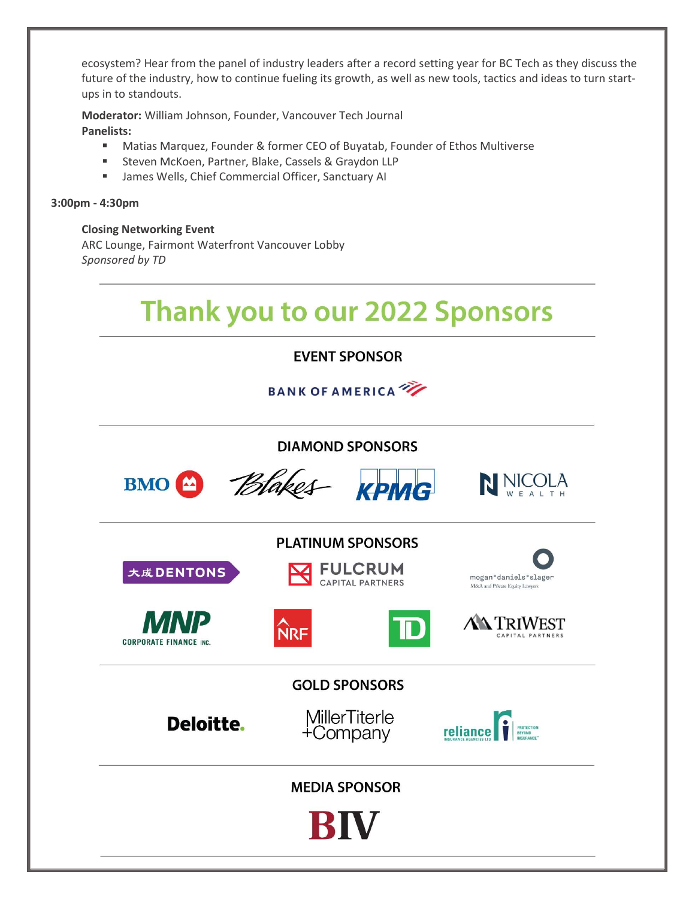ecosystem? Hear from the panel of industry leaders after a record setting year for BC Tech as they discuss the future of the industry, how to continue fueling its growth, as well as new tools, tactics and ideas to turn start-ups in to standouts.

**Moderator:** William Johnson, Founder, Vancouver Tech Journal
**Panelists:**

- Matias Marquez, Founder & former CEO of Buyatab, Founder of Ethos Multiverse
- Steven McKoen, Partner, Blake, Cassels & Graydon LLP
- James Wells, Chief Commercial Officer, Sanctuary AI

**3:00pm - 4:30pm**

**Closing Networking Event**
ARC Lounge, Fairmont Waterfront Vancouver Lobby
*Sponsored by TD*

# Thank you to our 2022 Sponsors

## EVENT SPONSOR

BANK OF AMERICA

## DIAMOND SPONSORS

BMO
Blakes
KPMG
NICOLA WEALTH

## PLATINUM SPONSORS

DENTONS
FULCRUM CAPITAL PARTNERS
mogan•daniels•slager M&A and Private Equity Lawyers
MNP CORPORATE FINANCE INC.
NRF
TD
TRIWEST CAPITAL PARTNERS

## GOLD SPONSORS

Deloitte.
MillerTiterle +Company
reliance INSURANCE AGENCIES LTD — PROTECTION BEYOND INSURANCE™

## MEDIA SPONSOR

BIV